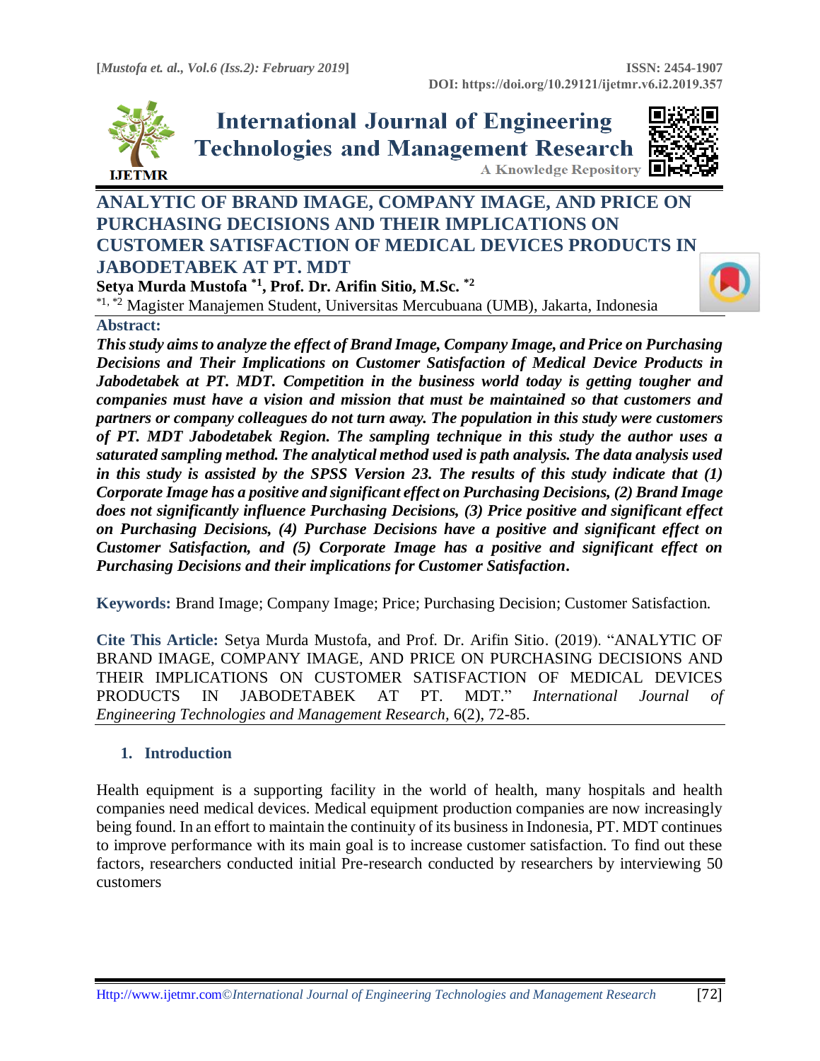# ANALYTIC OF BRAND IMAGE, COMPANY IMAGE, AND PRICE ON PURCHASING DECISIONS AND THEIR IMPLICATIONS ON CUSTOMER SATISFACTION OF MEDICAL DEVICES PRODUCTS IN JABODETABEK AT PT. MDT

**Setya Murda Mustofa [*1], Prof. Dr. Arifin Sitio, M.Sc. [*2]**

[*1, *2] Magister Manajemen Student, Universitas Mercubuana (UMB), Jakarta, Indonesia

**Abstract:**

***This study aims to analyze the effect of Brand Image, Company Image, and Price on Purchasing Decisions and Their Implications on Customer Satisfaction of Medical Device Products in Jabodetabek at PT. MDT. Competition in the business world today is getting tougher and companies must have a vision and mission that must be maintained so that customers and partners or company colleagues do not turn away. The population in this study were customers of PT. MDT Jabodetabek Region. The sampling technique in this study the author uses a saturated sampling method. The analytical method used is path analysis. The data analysis used in this study is assisted by the SPSS Version 23. The results of this study indicate that (1) Corporate Image has a positive and significant effect on Purchasing Decisions, (2) Brand Image does not significantly influence Purchasing Decisions, (3) Price positive and significant effect on Purchasing Decisions, (4) Purchase Decisions have a positive and significant effect on Customer Satisfaction, and (5) Corporate Image has a positive and significant effect on Purchasing Decisions and their implications for Customer Satisfaction.***

**Keywords:** Brand Image; Company Image; Price; Purchasing Decision; Customer Satisfaction.

**Cite This Article:** Setya Murda Mustofa, and Prof. Dr. Arifin Sitio. (2019). "ANALYTIC OF BRAND IMAGE, COMPANY IMAGE, AND PRICE ON PURCHASING DECISIONS AND THEIR IMPLICATIONS ON CUSTOMER SATISFACTION OF MEDICAL DEVICES PRODUCTS IN JABODETABEK AT PT. MDT." *International Journal of Engineering Technologies and Management Research,* 6(2), 72-85.

## 1. Introduction

Health equipment is a supporting facility in the world of health, many hospitals and health companies need medical devices. Medical equipment production companies are now increasingly being found. In an effort to maintain the continuity of its business in Indonesia, PT. MDT continues to improve performance with its main goal is to increase customer satisfaction. To find out these factors, researchers conducted initial Pre-research conducted by researchers by interviewing 50 customers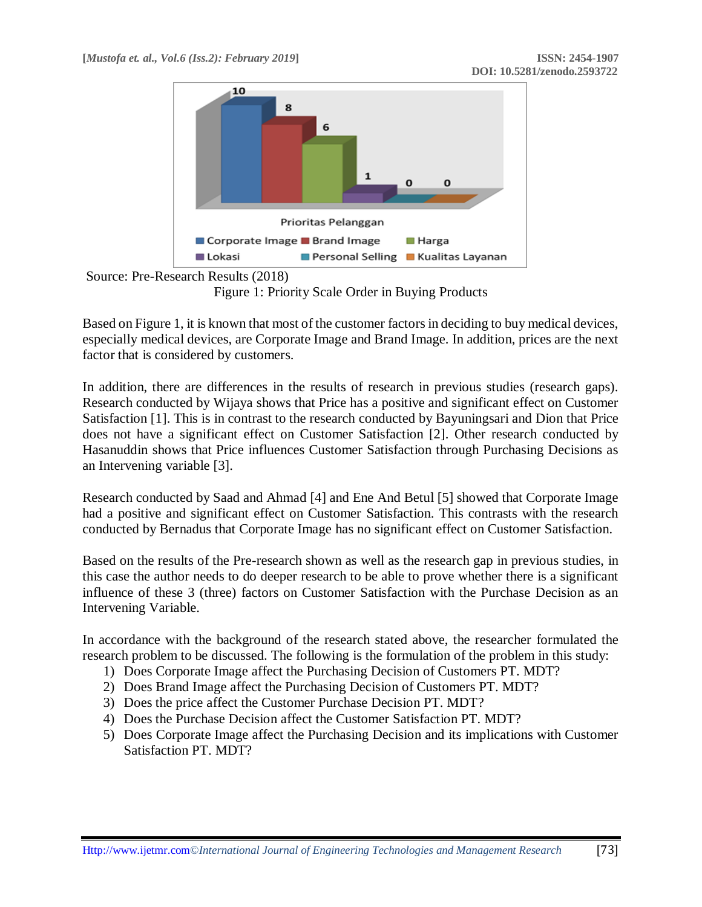Source: Pre-Research Results (2018)

Figure 1: Priority Scale Order in Buying Products

Based on Figure 1, it is known that most of the customer factors in deciding to buy medical devices, especially medical devices, are Corporate Image and Brand Image. In addition, prices are the next factor that is considered by customers.

In addition, there are differences in the results of research in previous studies (research gaps). Research conducted by Wijaya shows that Price has a positive and significant effect on Customer Satisfaction [1]. This is in contrast to the research conducted by Bayuningsari and Dion that Price does not have a significant effect on Customer Satisfaction [2]. Other research conducted by Hasanuddin shows that Price influences Customer Satisfaction through Purchasing Decisions as an Intervening variable [3].

Research conducted by Saad and Ahmad [4] and Ene And Betul [5] showed that Corporate Image had a positive and significant effect on Customer Satisfaction. This contrasts with the research conducted by Bernadus that Corporate Image has no significant effect on Customer Satisfaction.

Based on the results of the Pre-research shown as well as the research gap in previous studies, in this case the author needs to do deeper research to be able to prove whether there is a significant influence of these 3 (three) factors on Customer Satisfaction with the Purchase Decision as an Intervening Variable.

In accordance with the background of the research stated above, the researcher formulated the research problem to be discussed. The following is the formulation of the problem in this study:

1) Does Corporate Image affect the Purchasing Decision of Customers PT. MDT?
2) Does Brand Image affect the Purchasing Decision of Customers PT. MDT?
3) Does the price affect the Customer Purchase Decision PT. MDT?
4) Does the Purchase Decision affect the Customer Satisfaction PT. MDT?
5) Does Corporate Image affect the Purchasing Decision and its implications with Customer Satisfaction PT. MDT?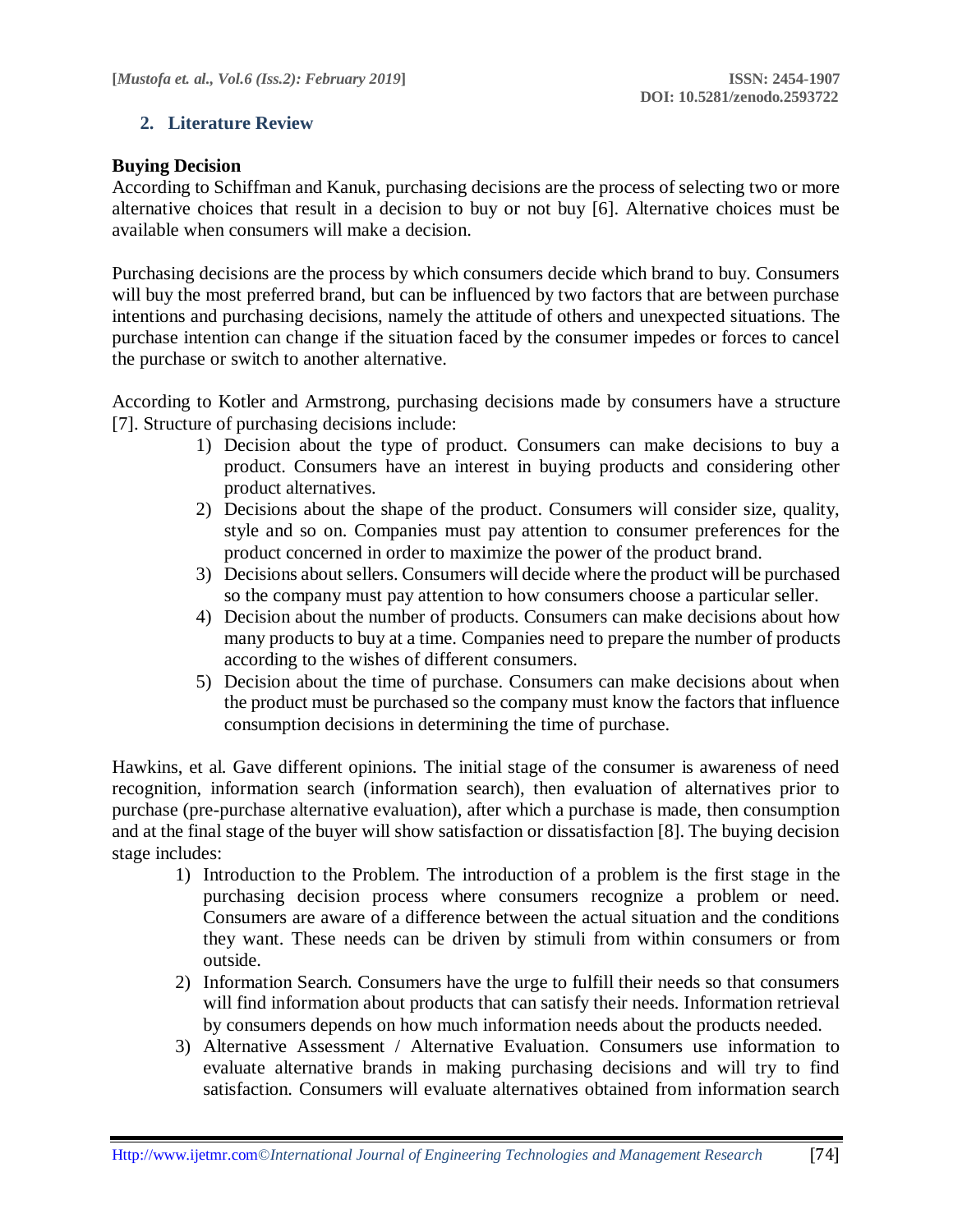## 2. Literature Review

**Buying Decision**

According to Schiffman and Kanuk, purchasing decisions are the process of selecting two or more alternative choices that result in a decision to buy or not buy [6]. Alternative choices must be available when consumers will make a decision.

Purchasing decisions are the process by which consumers decide which brand to buy. Consumers will buy the most preferred brand, but can be influenced by two factors that are between purchase intentions and purchasing decisions, namely the attitude of others and unexpected situations. The purchase intention can change if the situation faced by the consumer impedes or forces to cancel the purchase or switch to another alternative.

According to Kotler and Armstrong, purchasing decisions made by consumers have a structure [7]. Structure of purchasing decisions include:

1) Decision about the type of product. Consumers can make decisions to buy a product. Consumers have an interest in buying products and considering other product alternatives.
2) Decisions about the shape of the product. Consumers will consider size, quality, style and so on. Companies must pay attention to consumer preferences for the product concerned in order to maximize the power of the product brand.
3) Decisions about sellers. Consumers will decide where the product will be purchased so the company must pay attention to how consumers choose a particular seller.
4) Decision about the number of products. Consumers can make decisions about how many products to buy at a time. Companies need to prepare the number of products according to the wishes of different consumers.
5) Decision about the time of purchase. Consumers can make decisions about when the product must be purchased so the company must know the factors that influence consumption decisions in determining the time of purchase.

Hawkins, et al. Gave different opinions. The initial stage of the consumer is awareness of need recognition, information search (information search), then evaluation of alternatives prior to purchase (pre-purchase alternative evaluation), after which a purchase is made, then consumption and at the final stage of the buyer will show satisfaction or dissatisfaction [8]. The buying decision stage includes:

1) Introduction to the Problem. The introduction of a problem is the first stage in the purchasing decision process where consumers recognize a problem or need. Consumers are aware of a difference between the actual situation and the conditions they want. These needs can be driven by stimuli from within consumers or from outside.
2) Information Search. Consumers have the urge to fulfill their needs so that consumers will find information about products that can satisfy their needs. Information retrieval by consumers depends on how much information needs about the products needed.
3) Alternative Assessment / Alternative Evaluation. Consumers use information to evaluate alternative brands in making purchasing decisions and will try to find satisfaction. Consumers will evaluate alternatives obtained from information search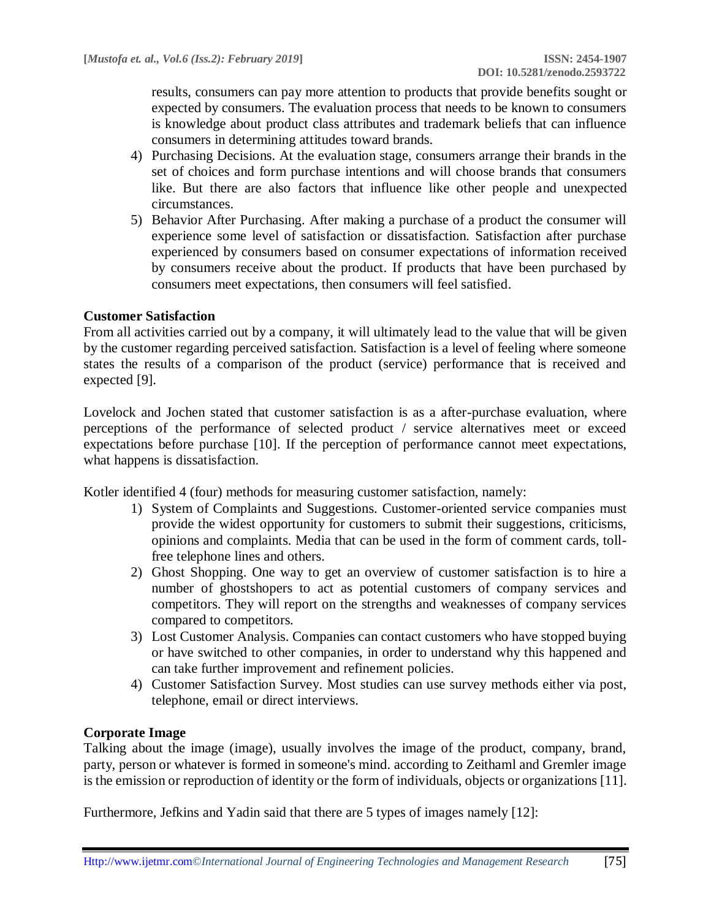results, consumers can pay more attention to products that provide benefits sought or expected by consumers. The evaluation process that needs to be known to consumers is knowledge about product class attributes and trademark beliefs that can influence consumers in determining attitudes toward brands.

4) Purchasing Decisions. At the evaluation stage, consumers arrange their brands in the set of choices and form purchase intentions and will choose brands that consumers like. But there are also factors that influence like other people and unexpected circumstances.
5) Behavior After Purchasing. After making a purchase of a product the consumer will experience some level of satisfaction or dissatisfaction. Satisfaction after purchase experienced by consumers based on consumer expectations of information received by consumers receive about the product. If products that have been purchased by consumers meet expectations, then consumers will feel satisfied.

**Customer Satisfaction**

From all activities carried out by a company, it will ultimately lead to the value that will be given by the customer regarding perceived satisfaction. Satisfaction is a level of feeling where someone states the results of a comparison of the product (service) performance that is received and expected [9].

Lovelock and Jochen stated that customer satisfaction is as a after-purchase evaluation, where perceptions of the performance of selected product / service alternatives meet or exceed expectations before purchase [10]. If the perception of performance cannot meet expectations, what happens is dissatisfaction.

Kotler identified 4 (four) methods for measuring customer satisfaction, namely:

1) System of Complaints and Suggestions. Customer-oriented service companies must provide the widest opportunity for customers to submit their suggestions, criticisms, opinions and complaints. Media that can be used in the form of comment cards, toll-free telephone lines and others.
2) Ghost Shopping. One way to get an overview of customer satisfaction is to hire a number of ghostshopers to act as potential customers of company services and competitors. They will report on the strengths and weaknesses of company services compared to competitors.
3) Lost Customer Analysis. Companies can contact customers who have stopped buying or have switched to other companies, in order to understand why this happened and can take further improvement and refinement policies.
4) Customer Satisfaction Survey. Most studies can use survey methods either via post, telephone, email or direct interviews.

**Corporate Image**

Talking about the image (image), usually involves the image of the product, company, brand, party, person or whatever is formed in someone's mind. according to Zeithaml and Gremler image is the emission or reproduction of identity or the form of individuals, objects or organizations [11].

Furthermore, Jefkins and Yadin said that there are 5 types of images namely [12]: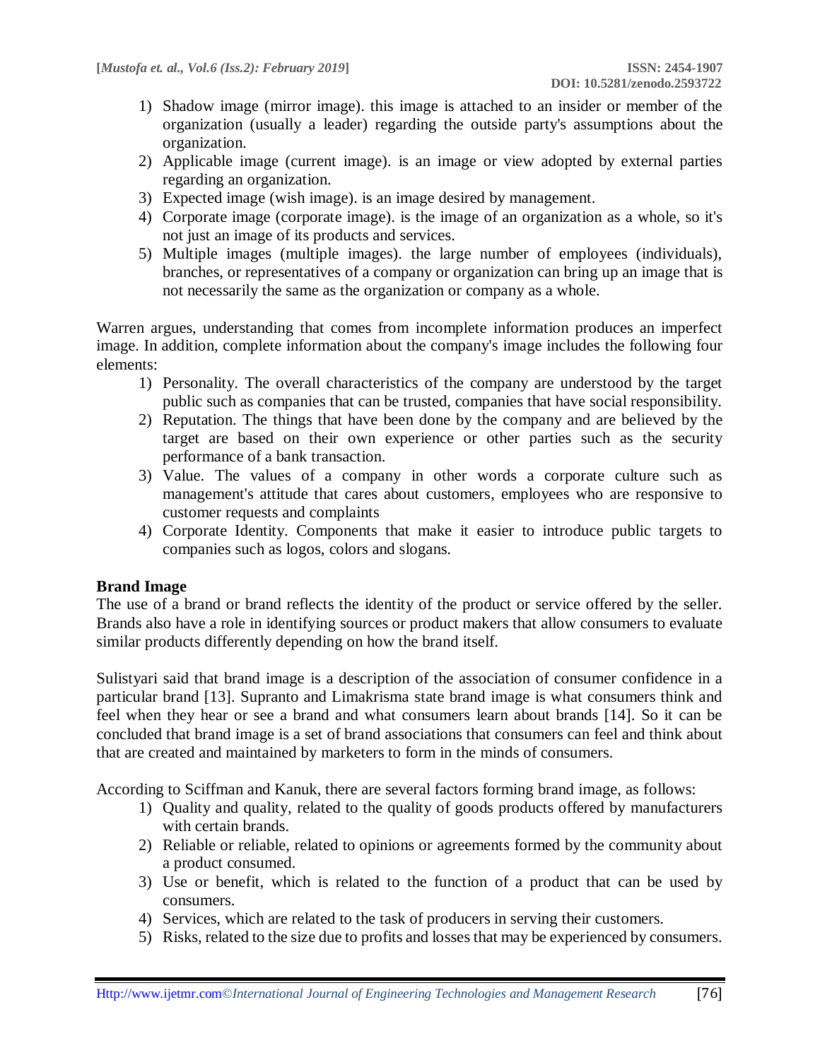1) Shadow image (mirror image). this image is attached to an insider or member of the organization (usually a leader) regarding the outside party's assumptions about the organization.
2) Applicable image (current image). is an image or view adopted by external parties regarding an organization.
3) Expected image (wish image). is an image desired by management.
4) Corporate image (corporate image). is the image of an organization as a whole, so it's not just an image of its products and services.
5) Multiple images (multiple images). the large number of employees (individuals), branches, or representatives of a company or organization can bring up an image that is not necessarily the same as the organization or company as a whole.

Warren argues, understanding that comes from incomplete information produces an imperfect image. In addition, complete information about the company's image includes the following four elements:

1) Personality. The overall characteristics of the company are understood by the target public such as companies that can be trusted, companies that have social responsibility.
2) Reputation. The things that have been done by the company and are believed by the target are based on their own experience or other parties such as the security performance of a bank transaction.
3) Value. The values of a company in other words a corporate culture such as management's attitude that cares about customers, employees who are responsive to customer requests and complaints
4) Corporate Identity. Components that make it easier to introduce public targets to companies such as logos, colors and slogans.

**Brand Image**

The use of a brand or brand reflects the identity of the product or service offered by the seller. Brands also have a role in identifying sources or product makers that allow consumers to evaluate similar products differently depending on how the brand itself.

Sulistyari said that brand image is a description of the association of consumer confidence in a particular brand [13]. Supranto and Limakrisma state brand image is what consumers think and feel when they hear or see a brand and what consumers learn about brands [14]. So it can be concluded that brand image is a set of brand associations that consumers can feel and think about that are created and maintained by marketers to form in the minds of consumers.

According to Sciffman and Kanuk, there are several factors forming brand image, as follows:

1) Quality and quality, related to the quality of goods products offered by manufacturers with certain brands.
2) Reliable or reliable, related to opinions or agreements formed by the community about a product consumed.
3) Use or benefit, which is related to the function of a product that can be used by consumers.
4) Services, which are related to the task of producers in serving their customers.
5) Risks, related to the size due to profits and losses that may be experienced by consumers.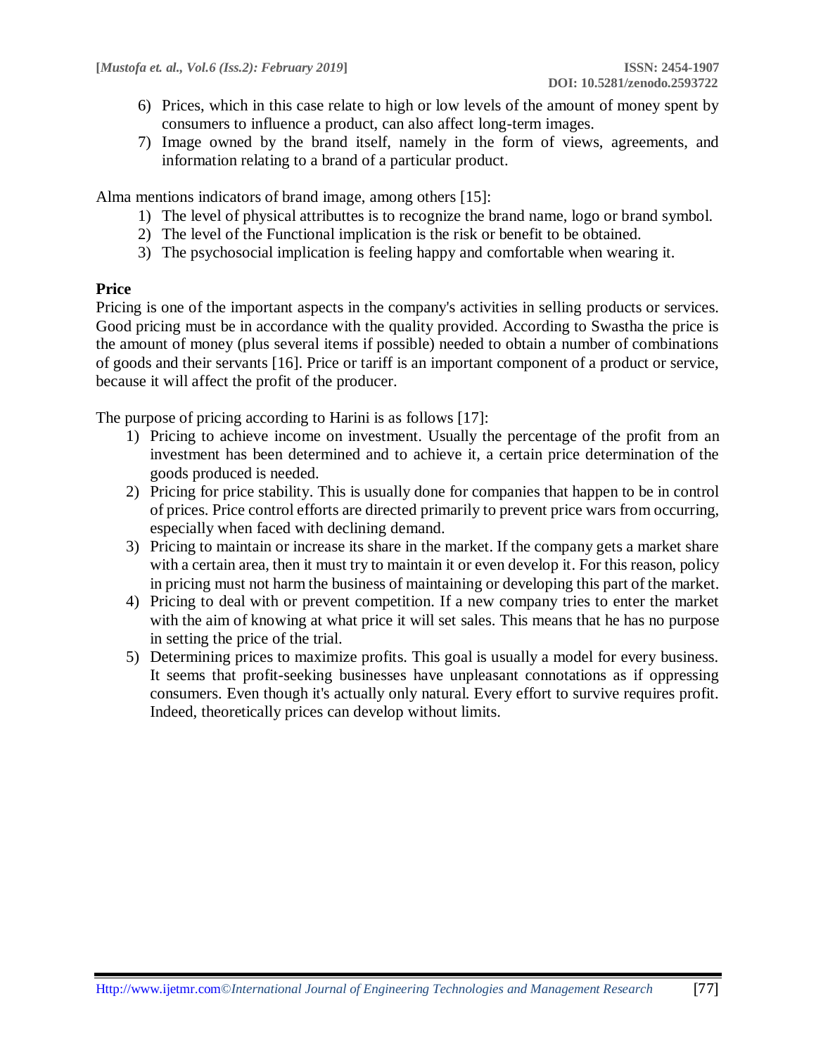6) Prices, which in this case relate to high or low levels of the amount of money spent by consumers to influence a product, can also affect long-term images.
7) Image owned by the brand itself, namely in the form of views, agreements, and information relating to a brand of a particular product.

Alma mentions indicators of brand image, among others [15]:

1) The level of physical attributtes is to recognize the brand name, logo or brand symbol.
2) The level of the Functional implication is the risk or benefit to be obtained.
3) The psychosocial implication is feeling happy and comfortable when wearing it.

**Price**

Pricing is one of the important aspects in the company's activities in selling products or services. Good pricing must be in accordance with the quality provided. According to Swastha the price is the amount of money (plus several items if possible) needed to obtain a number of combinations of goods and their servants [16]. Price or tariff is an important component of a product or service, because it will affect the profit of the producer.

The purpose of pricing according to Harini is as follows [17]:

1) Pricing to achieve income on investment. Usually the percentage of the profit from an investment has been determined and to achieve it, a certain price determination of the goods produced is needed.
2) Pricing for price stability. This is usually done for companies that happen to be in control of prices. Price control efforts are directed primarily to prevent price wars from occurring, especially when faced with declining demand.
3) Pricing to maintain or increase its share in the market. If the company gets a market share with a certain area, then it must try to maintain it or even develop it. For this reason, policy in pricing must not harm the business of maintaining or developing this part of the market.
4) Pricing to deal with or prevent competition. If a new company tries to enter the market with the aim of knowing at what price it will set sales. This means that he has no purpose in setting the price of the trial.
5) Determining prices to maximize profits. This goal is usually a model for every business. It seems that profit-seeking businesses have unpleasant connotations as if oppressing consumers. Even though it's actually only natural. Every effort to survive requires profit. Indeed, theoretically prices can develop without limits.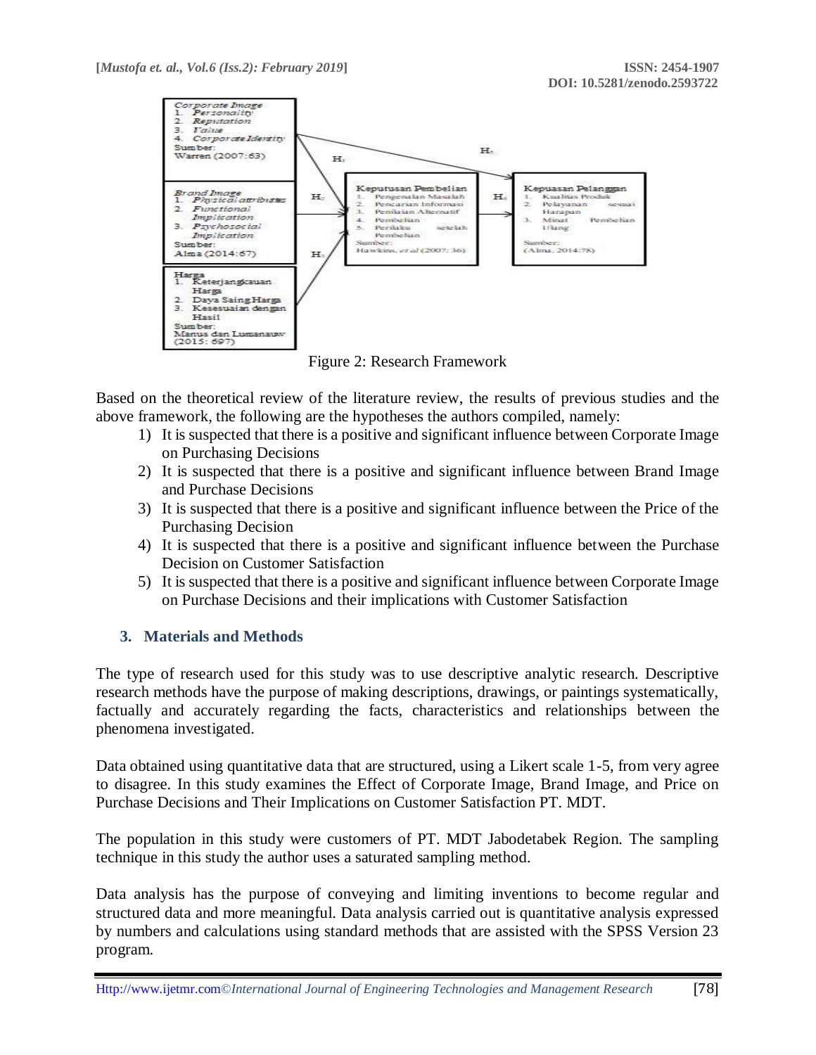**Corporate Image**
1. Personality
2. Reputation
3. Value
4. Corporate Identity

Sumber: Warren (2007:63)

**Brand Image**
1. Physical attributes
2. Functional Implication
3. Psychosocial Implication

Sumber: Alma (2014:67)

**Harga**
1. Keterjangkauan Harga
2. Daya Saing Harga
3. Kesesuaian dengan Hasil

Sumber: Manus dan Lumanauw (2015: 697)

**Keputusan Pembelian**
1. Pengenalan Masalah
2. Pencarian Informasi
3. Penilaian Alternatif
4. Pembelian
5. Perilaku setelah Pembelian

Sumber: Hawkins, et al (2007: 36)

**Kepuasan Pelanggan**
1. Kualitas Produk
2. Pelayanan sesuai Harapan
3. Minat Pembelian Ulang

Sumber: (Alma, 2014:78)

H1, H2, H3, H4, H5

Figure 2: Research Framework

Based on the theoretical review of the literature review, the results of previous studies and the above framework, the following are the hypotheses the authors compiled, namely:

1) It is suspected that there is a positive and significant influence between Corporate Image on Purchasing Decisions
2) It is suspected that there is a positive and significant influence between Brand Image and Purchase Decisions
3) It is suspected that there is a positive and significant influence between the Price of the Purchasing Decision
4) It is suspected that there is a positive and significant influence between the Purchase Decision on Customer Satisfaction
5) It is suspected that there is a positive and significant influence between Corporate Image on Purchase Decisions and their implications with Customer Satisfaction

## 3. Materials and Methods

The type of research used for this study was to use descriptive analytic research. Descriptive research methods have the purpose of making descriptions, drawings, or paintings systematically, factually and accurately regarding the facts, characteristics and relationships between the phenomena investigated.

Data obtained using quantitative data that are structured, using a Likert scale 1-5, from very agree to disagree. In this study examines the Effect of Corporate Image, Brand Image, and Price on Purchase Decisions and Their Implications on Customer Satisfaction PT. MDT.

The population in this study were customers of PT. MDT Jabodetabek Region. The sampling technique in this study the author uses a saturated sampling method.

Data analysis has the purpose of conveying and limiting inventions to become regular and structured data and more meaningful. Data analysis carried out is quantitative analysis expressed by numbers and calculations using standard methods that are assisted with the SPSS Version 23 program.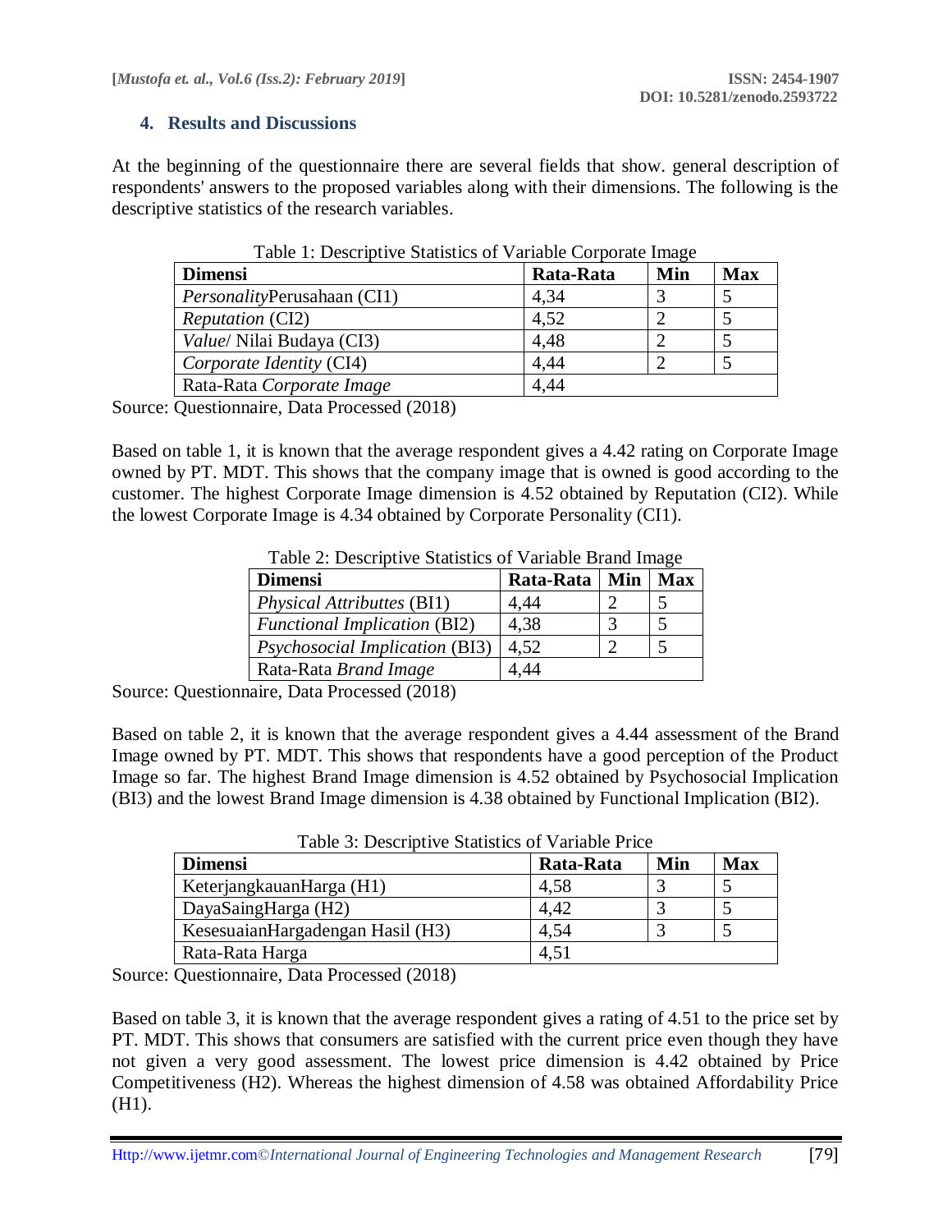## 4. Results and Discussions

At the beginning of the questionnaire there are several fields that show. general description of respondents' answers to the proposed variables along with their dimensions. The following is the descriptive statistics of the research variables.

Table 1: Descriptive Statistics of Variable Corporate Image

| Dimensi | Rata-Rata | Min | Max |
|---|---|---|---|
| *Personality*Perusahaan (CI1) | 4,34 | 3 | 5 |
| *Reputation* (CI2) | 4,52 | 2 | 5 |
| *Value*/ Nilai Budaya (CI3) | 4,48 | 2 | 5 |
| *Corporate Identity* (CI4) | 4,44 | 2 | 5 |
| Rata-Rata *Corporate Image* | 4,44 | | |

Source: Questionnaire, Data Processed (2018)

Based on table 1, it is known that the average respondent gives a 4.42 rating on Corporate Image owned by PT. MDT. This shows that the company image that is owned is good according to the customer. The highest Corporate Image dimension is 4.52 obtained by Reputation (CI2). While the lowest Corporate Image is 4.34 obtained by Corporate Personality (CI1).

Table 2: Descriptive Statistics of Variable Brand Image

| Dimensi | Rata-Rata | Min | Max |
|---|---|---|---|
| *Physical Attributtes* (BI1) | 4,44 | 2 | 5 |
| *Functional Implication* (BI2) | 4,38 | 3 | 5 |
| *Psychosocial Implication* (BI3) | 4,52 | 2 | 5 |
| Rata-Rata *Brand Image* | 4,44 | | |

Source: Questionnaire, Data Processed (2018)

Based on table 2, it is known that the average respondent gives a 4.44 assessment of the Brand Image owned by PT. MDT. This shows that respondents have a good perception of the Product Image so far. The highest Brand Image dimension is 4.52 obtained by Psychosocial Implication (BI3) and the lowest Brand Image dimension is 4.38 obtained by Functional Implication (BI2).

Table 3: Descriptive Statistics of Variable Price

| Dimensi | Rata-Rata | Min | Max |
|---|---|---|---|
| KeterjangkauanHarga (H1) | 4,58 | 3 | 5 |
| DayaSaingHarga (H2) | 4,42 | 3 | 5 |
| KesesuaianHargadengan Hasil (H3) | 4,54 | 3 | 5 |
| Rata-Rata Harga | 4,51 | | |

Source: Questionnaire, Data Processed (2018)

Based on table 3, it is known that the average respondent gives a rating of 4.51 to the price set by PT. MDT. This shows that consumers are satisfied with the current price even though they have not given a very good assessment. The lowest price dimension is 4.42 obtained by Price Competitiveness (H2). Whereas the highest dimension of 4.58 was obtained Affordability Price (H1).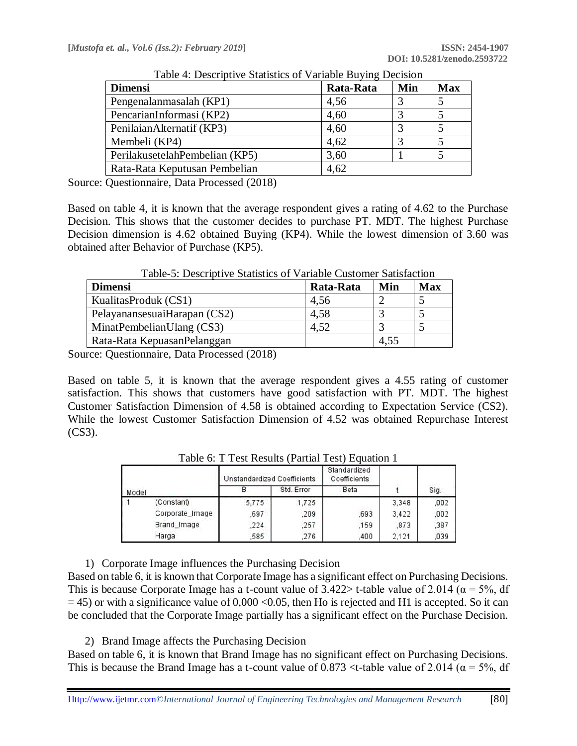Table 4: Descriptive Statistics of Variable Buying Decision

| Dimensi | Rata-Rata | Min | Max |
|---|---|---|---|
| Pengenalanmasalah (KP1) | 4,56 | 3 | 5 |
| PencarianInformasi (KP2) | 4,60 | 3 | 5 |
| PenilaianAlternatif (KP3) | 4,60 | 3 | 5 |
| Membeli (KP4) | 4,62 | 3 | 5 |
| PerilakusetelahPembelian (KP5) | 3,60 | 1 | 5 |
| Rata-Rata Keputusan Pembelian | 4,62 | | |

Source: Questionnaire, Data Processed (2018)

Based on table 4, it is known that the average respondent gives a rating of 4.62 to the Purchase Decision. This shows that the customer decides to purchase PT. MDT. The highest Purchase Decision dimension is 4.62 obtained Buying (KP4). While the lowest dimension of 3.60 was obtained after Behavior of Purchase (KP5).

Table-5: Descriptive Statistics of Variable Customer Satisfaction

| Dimensi | Rata-Rata | Min | Max |
|---|---|---|---|
| KualitasProduk (CS1) | 4,56 | 2 | 5 |
| PelayanansesuaiHarapan (CS2) | 4,58 | 3 | 5 |
| MinatPembelianUlang (CS3) | 4,52 | 3 | 5 |
| Rata-Rata KepuasanPelanggan | | 4,55 | |

Source: Questionnaire, Data Processed (2018)

Based on table 5, it is known that the average respondent gives a 4.55 rating of customer satisfaction. This shows that customers have good satisfaction with PT. MDT. The highest Customer Satisfaction Dimension of 4.58 is obtained according to Expectation Service (CS2). While the lowest Customer Satisfaction Dimension of 4.52 was obtained Repurchase Interest (CS3).

Table 6: T Test Results (Partial Test) Equation 1

| Model | | Unstandardized Coefficients | | Standardized Coefficients | t | Sig. |
|---|---|---|---|---|---|---|
| | | B | Std. Error | Beta | | |
| 1 | (Constant) | 5,775 | 1,725 | | 3,348 | ,002 |
| | Corporate_Image | ,697 | ,209 | ,693 | 3,422 | ,002 |
| | Brand_Image | ,224 | ,257 | ,159 | ,873 | ,387 |
| | Harga | ,585 | ,276 | ,400 | 2,121 | ,039 |

1) Corporate Image influences the Purchasing Decision

Based on table 6, it is known that Corporate Image has a significant effect on Purchasing Decisions. This is because Corporate Image has a t-count value of 3.422> t-table value of 2.014 ($\alpha = 5\%$, df = 45) or with a significance value of 0,000 <0.05, then Ho is rejected and H1 is accepted. So it can be concluded that the Corporate Image partially has a significant effect on the Purchase Decision.

2) Brand Image affects the Purchasing Decision

Based on table 6, it is known that Brand Image has no significant effect on Purchasing Decisions. This is because the Brand Image has a t-count value of 0.873 <t-table value of 2.014 ($\alpha = 5\%$, df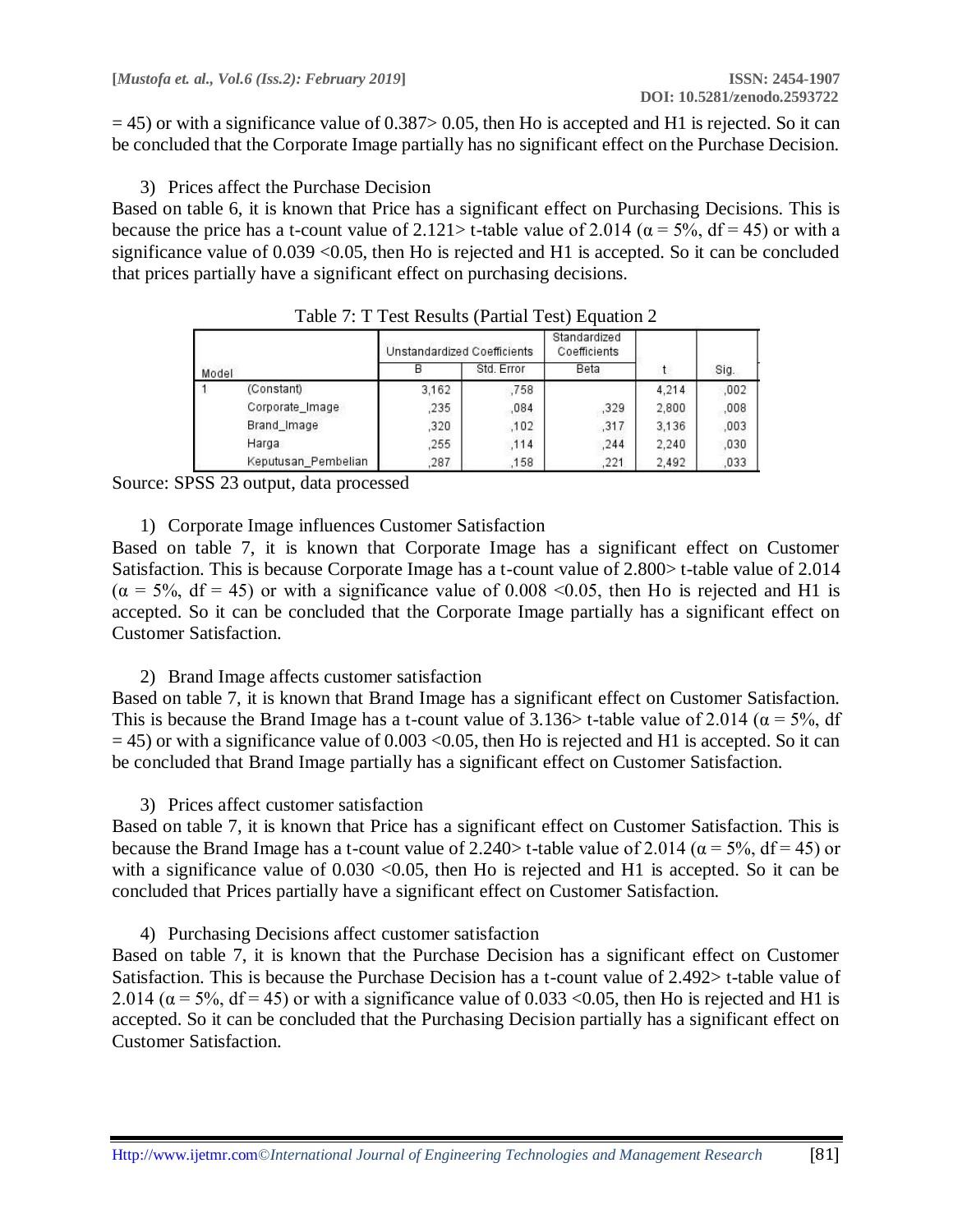= 45) or with a significance value of 0.387> 0.05, then Ho is accepted and H1 is rejected. So it can be concluded that the Corporate Image partially has no significant effect on the Purchase Decision.

3) Prices affect the Purchase Decision

Based on table 6, it is known that Price has a significant effect on Purchasing Decisions. This is because the price has a t-count value of 2.121> t-table value of 2.014 ($\alpha = 5\%$, df = 45) or with a significance value of 0.039 <0.05, then Ho is rejected and H1 is accepted. So it can be concluded that prices partially have a significant effect on purchasing decisions.

Table 7: T Test Results (Partial Test) Equation 2

| Model | | Unstandardized Coefficients | | Standardized Coefficients | t | Sig. |
|---|---|---|---|---|---|---|
| | | B | Std. Error | Beta | | |
| 1 | (Constant) | 3,162 | ,758 | | 4,214 | ,002 |
| | Corporate_Image | ,235 | ,084 | ,329 | 2,800 | ,008 |
| | Brand_Image | ,320 | ,102 | ,317 | 3,136 | ,003 |
| | Harga | ,255 | ,114 | ,244 | 2,240 | ,030 |
| | Keputusan_Pembelian | ,287 | ,158 | ,221 | 2,492 | ,033 |

Source: SPSS 23 output, data processed

1) Corporate Image influences Customer Satisfaction

Based on table 7, it is known that Corporate Image has a significant effect on Customer Satisfaction. This is because Corporate Image has a t-count value of 2.800> t-table value of 2.014 ($\alpha = 5\%$, df = 45) or with a significance value of 0.008 <0.05, then Ho is rejected and H1 is accepted. So it can be concluded that the Corporate Image partially has a significant effect on Customer Satisfaction.

2) Brand Image affects customer satisfaction

Based on table 7, it is known that Brand Image has a significant effect on Customer Satisfaction. This is because the Brand Image has a t-count value of 3.136> t-table value of 2.014 ($\alpha = 5\%$, df = 45) or with a significance value of 0.003 <0.05, then Ho is rejected and H1 is accepted. So it can be concluded that Brand Image partially has a significant effect on Customer Satisfaction.

3) Prices affect customer satisfaction

Based on table 7, it is known that Price has a significant effect on Customer Satisfaction. This is because the Brand Image has a t-count value of 2.240> t-table value of 2.014 ($\alpha = 5\%$, df = 45) or with a significance value of 0.030 <0.05, then Ho is rejected and H1 is accepted. So it can be concluded that Prices partially have a significant effect on Customer Satisfaction.

4) Purchasing Decisions affect customer satisfaction

Based on table 7, it is known that the Purchase Decision has a significant effect on Customer Satisfaction. This is because the Purchase Decision has a t-count value of 2.492> t-table value of 2.014 ($\alpha = 5\%$, df = 45) or with a significance value of 0.033 <0.05, then Ho is rejected and H1 is accepted. So it can be concluded that the Purchasing Decision partially has a significant effect on Customer Satisfaction.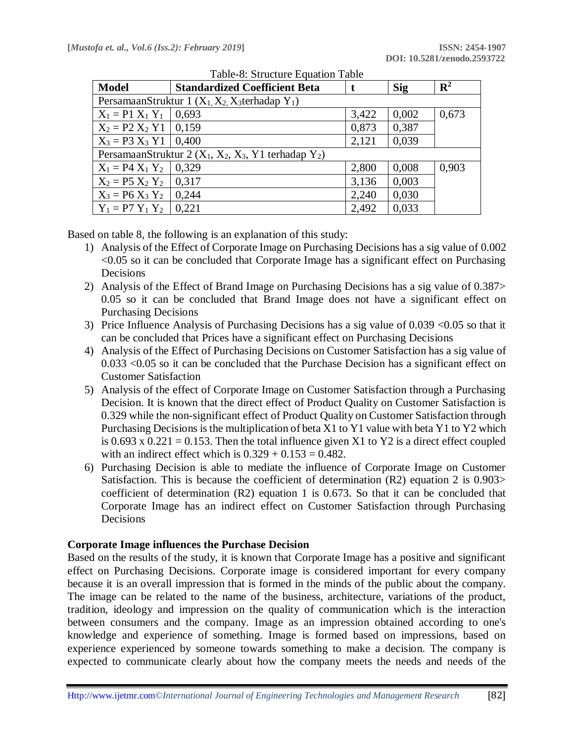Table-8: Structure Equation Table

| Model | Standardized Coefficient Beta | t | Sig | $R^2$ |
|---|---|---|---|---|
| PersamaanStruktur 1 ($X_1, X_2, X_3$terhadap $Y_1$) | | | | |
| $X_1 = P1\ X_1\ Y_1$ | 0,693 | 3,422 | 0,002 | 0,673 |
| $X_2 = P2\ X_2\ Y1$ | 0,159 | 0,873 | 0,387 | |
| $X_3 = P3\ X_3\ Y1$ | 0,400 | 2,121 | 0,039 | |
| PersamaanStruktur 2 ($X_1$, $X_2$, $X_3$, Y1 terhadap $Y_2$) | | | | |
| $X_1 = P4\ X_1\ Y_2$ | 0,329 | 2,800 | 0,008 | 0,903 |
| $X_2 = P5\ X_2\ Y_2$ | 0,317 | 3,136 | 0,003 | |
| $X_3 = P6\ X_3\ Y_2$ | 0,244 | 2,240 | 0,030 | |
| $Y_1 = P7\ Y_1\ Y_2$ | 0,221 | 2,492 | 0,033 | |

Based on table 8, the following is an explanation of this study:

1) Analysis of the Effect of Corporate Image on Purchasing Decisions has a sig value of 0.002 <0.05 so it can be concluded that Corporate Image has a significant effect on Purchasing Decisions
2) Analysis of the Effect of Brand Image on Purchasing Decisions has a sig value of 0.387> 0.05 so it can be concluded that Brand Image does not have a significant effect on Purchasing Decisions
3) Price Influence Analysis of Purchasing Decisions has a sig value of 0.039 <0.05 so that it can be concluded that Prices have a significant effect on Purchasing Decisions
4) Analysis of the Effect of Purchasing Decisions on Customer Satisfaction has a sig value of 0.033 <0.05 so it can be concluded that the Purchase Decision has a significant effect on Customer Satisfaction
5) Analysis of the effect of Corporate Image on Customer Satisfaction through a Purchasing Decision. It is known that the direct effect of Product Quality on Customer Satisfaction is 0.329 while the non-significant effect of Product Quality on Customer Satisfaction through Purchasing Decisions is the multiplication of beta X1 to Y1 value with beta Y1 to Y2 which is 0.693 x 0.221 = 0.153. Then the total influence given X1 to Y2 is a direct effect coupled with an indirect effect which is 0.329 + 0.153 = 0.482.
6) Purchasing Decision is able to mediate the influence of Corporate Image on Customer Satisfaction. This is because the coefficient of determination (R2) equation 2 is 0.903> coefficient of determination (R2) equation 1 is 0.673. So that it can be concluded that Corporate Image has an indirect effect on Customer Satisfaction through Purchasing Decisions

**Corporate Image influences the Purchase Decision**

Based on the results of the study, it is known that Corporate Image has a positive and significant effect on Purchasing Decisions. Corporate image is considered important for every company because it is an overall impression that is formed in the minds of the public about the company. The image can be related to the name of the business, architecture, variations of the product, tradition, ideology and impression on the quality of communication which is the interaction between consumers and the company. Image as an impression obtained according to one's knowledge and experience of something. Image is formed based on impressions, based on experience experienced by someone towards something to make a decision. The company is expected to communicate clearly about how the company meets the needs and needs of the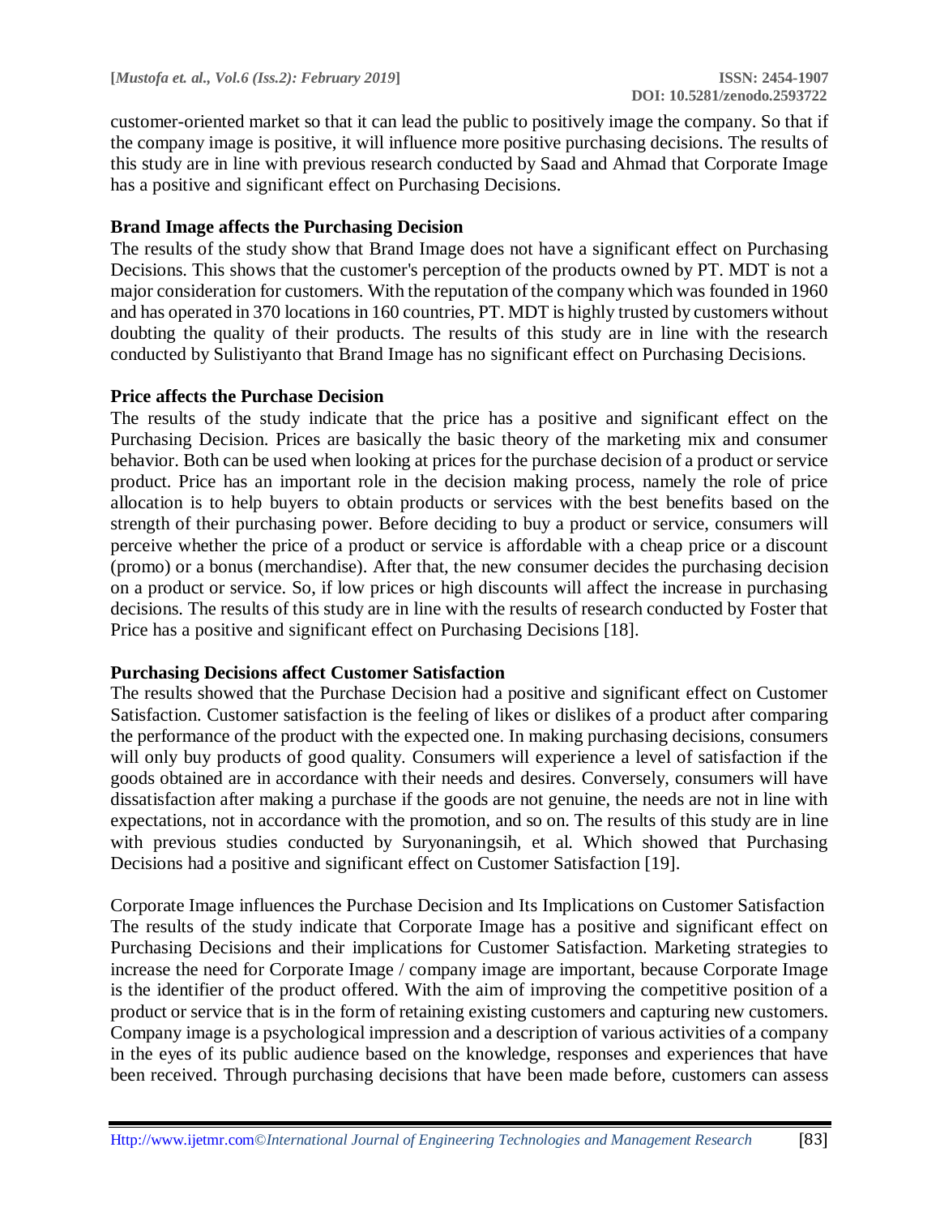customer-oriented market so that it can lead the public to positively image the company. So that if the company image is positive, it will influence more positive purchasing decisions. The results of this study are in line with previous research conducted by Saad and Ahmad that Corporate Image has a positive and significant effect on Purchasing Decisions.

**Brand Image affects the Purchasing Decision**

The results of the study show that Brand Image does not have a significant effect on Purchasing Decisions. This shows that the customer's perception of the products owned by PT. MDT is not a major consideration for customers. With the reputation of the company which was founded in 1960 and has operated in 370 locations in 160 countries, PT. MDT is highly trusted by customers without doubting the quality of their products. The results of this study are in line with the research conducted by Sulistiyanto that Brand Image has no significant effect on Purchasing Decisions.

**Price affects the Purchase Decision**

The results of the study indicate that the price has a positive and significant effect on the Purchasing Decision. Prices are basically the basic theory of the marketing mix and consumer behavior. Both can be used when looking at prices for the purchase decision of a product or service product. Price has an important role in the decision making process, namely the role of price allocation is to help buyers to obtain products or services with the best benefits based on the strength of their purchasing power. Before deciding to buy a product or service, consumers will perceive whether the price of a product or service is affordable with a cheap price or a discount (promo) or a bonus (merchandise). After that, the new consumer decides the purchasing decision on a product or service. So, if low prices or high discounts will affect the increase in purchasing decisions. The results of this study are in line with the results of research conducted by Foster that Price has a positive and significant effect on Purchasing Decisions [18].

**Purchasing Decisions affect Customer Satisfaction**

The results showed that the Purchase Decision had a positive and significant effect on Customer Satisfaction. Customer satisfaction is the feeling of likes or dislikes of a product after comparing the performance of the product with the expected one. In making purchasing decisions, consumers will only buy products of good quality. Consumers will experience a level of satisfaction if the goods obtained are in accordance with their needs and desires. Conversely, consumers will have dissatisfaction after making a purchase if the goods are not genuine, the needs are not in line with expectations, not in accordance with the promotion, and so on. The results of this study are in line with previous studies conducted by Suryonaningsih, et al. Which showed that Purchasing Decisions had a positive and significant effect on Customer Satisfaction [19].

Corporate Image influences the Purchase Decision and Its Implications on Customer Satisfaction

The results of the study indicate that Corporate Image has a positive and significant effect on Purchasing Decisions and their implications for Customer Satisfaction. Marketing strategies to increase the need for Corporate Image / company image are important, because Corporate Image is the identifier of the product offered. With the aim of improving the competitive position of a product or service that is in the form of retaining existing customers and capturing new customers. Company image is a psychological impression and a description of various activities of a company in the eyes of its public audience based on the knowledge, responses and experiences that have been received. Through purchasing decisions that have been made before, customers can assess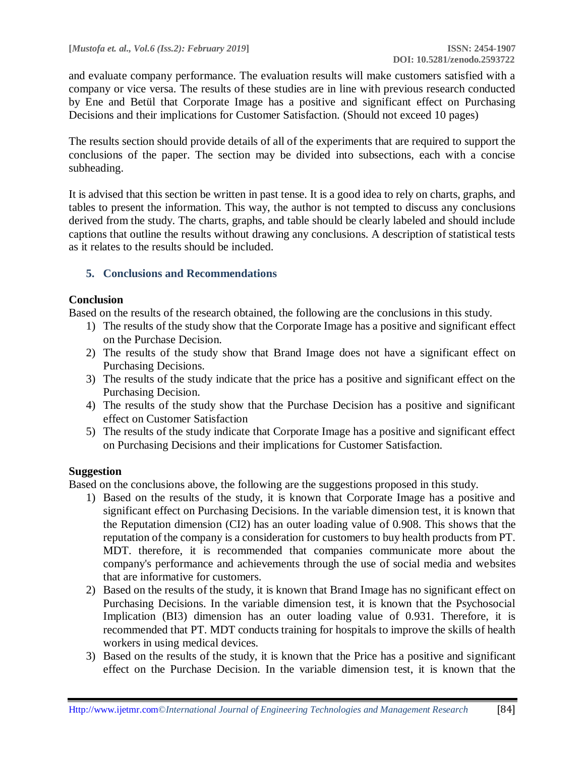and evaluate company performance. The evaluation results will make customers satisfied with a company or vice versa. The results of these studies are in line with previous research conducted by Ene and Betül that Corporate Image has a positive and significant effect on Purchasing Decisions and their implications for Customer Satisfaction. (Should not exceed 10 pages)

The results section should provide details of all of the experiments that are required to support the conclusions of the paper. The section may be divided into subsections, each with a concise subheading.

It is advised that this section be written in past tense. It is a good idea to rely on charts, graphs, and tables to present the information. This way, the author is not tempted to discuss any conclusions derived from the study. The charts, graphs, and table should be clearly labeled and should include captions that outline the results without drawing any conclusions. A description of statistical tests as it relates to the results should be included.

## 5. Conclusions and Recommendations

### Conclusion

Based on the results of the research obtained, the following are the conclusions in this study.

1) The results of the study show that the Corporate Image has a positive and significant effect on the Purchase Decision.
2) The results of the study show that Brand Image does not have a significant effect on Purchasing Decisions.
3) The results of the study indicate that the price has a positive and significant effect on the Purchasing Decision.
4) The results of the study show that the Purchase Decision has a positive and significant effect on Customer Satisfaction
5) The results of the study indicate that Corporate Image has a positive and significant effect on Purchasing Decisions and their implications for Customer Satisfaction.

### Suggestion

Based on the conclusions above, the following are the suggestions proposed in this study.

1) Based on the results of the study, it is known that Corporate Image has a positive and significant effect on Purchasing Decisions. In the variable dimension test, it is known that the Reputation dimension (CI2) has an outer loading value of 0.908. This shows that the reputation of the company is a consideration for customers to buy health products from PT. MDT. therefore, it is recommended that companies communicate more about the company's performance and achievements through the use of social media and websites that are informative for customers.
2) Based on the results of the study, it is known that Brand Image has no significant effect on Purchasing Decisions. In the variable dimension test, it is known that the Psychosocial Implication (BI3) dimension has an outer loading value of 0.931. Therefore, it is recommended that PT. MDT conducts training for hospitals to improve the skills of health workers in using medical devices.
3) Based on the results of the study, it is known that the Price has a positive and significant effect on the Purchase Decision. In the variable dimension test, it is known that the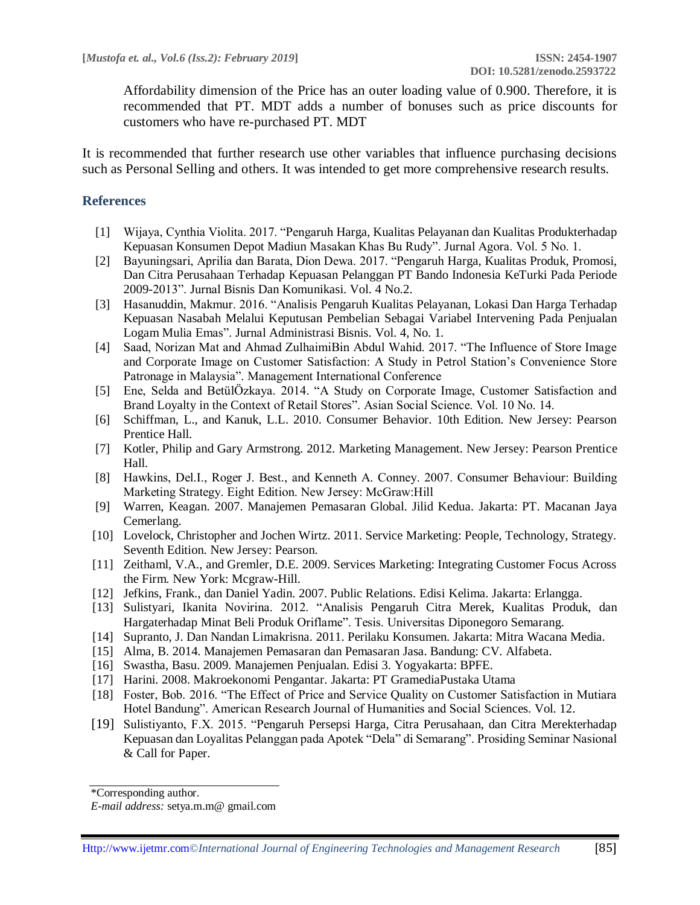Affordability dimension of the Price has an outer loading value of 0.900. Therefore, it is recommended that PT. MDT adds a number of bonuses such as price discounts for customers who have re-purchased PT. MDT

It is recommended that further research use other variables that influence purchasing decisions such as Personal Selling and others. It was intended to get more comprehensive research results.

## References

[1] Wijaya, Cynthia Violita. 2017. "Pengaruh Harga, Kualitas Pelayanan dan Kualitas Produkterhadap Kepuasan Konsumen Depot Madiun Masakan Khas Bu Rudy". Jurnal Agora. Vol. 5 No. 1.

[2] Bayuningsari, Aprilia dan Barata, Dion Dewa. 2017. "Pengaruh Harga, Kualitas Produk, Promosi, Dan Citra Perusahaan Terhadap Kepuasan Pelanggan PT Bando Indonesia KeTurki Pada Periode 2009-2013". Jurnal Bisnis Dan Komunikasi. Vol. 4 No.2.

[3] Hasanuddin, Makmur. 2016. "Analisis Pengaruh Kualitas Pelayanan, Lokasi Dan Harga Terhadap Kepuasan Nasabah Melalui Keputusan Pembelian Sebagai Variabel Intervening Pada Penjualan Logam Mulia Emas". Jurnal Administrasi Bisnis. Vol. 4, No. 1.

[4] Saad, Norizan Mat and Ahmad ZulhaimiBin Abdul Wahid. 2017. "The Influence of Store Image and Corporate Image on Customer Satisfaction: A Study in Petrol Station's Convenience Store Patronage in Malaysia". Management International Conference

[5] Ene, Selda and BetülÖzkaya. 2014. "A Study on Corporate Image, Customer Satisfaction and Brand Loyalty in the Context of Retail Stores". Asian Social Science. Vol. 10 No. 14.

[6] Schiffman, L., and Kanuk, L.L. 2010. Consumer Behavior. 10th Edition. New Jersey: Pearson Prentice Hall.

[7] Kotler, Philip and Gary Armstrong. 2012. Marketing Management. New Jersey: Pearson Prentice Hall.

[8] Hawkins, Del.I., Roger J. Best., and Kenneth A. Conney. 2007. Consumer Behaviour: Building Marketing Strategy. Eight Edition. New Jersey: McGraw:Hill

[9] Warren, Keagan. 2007. Manajemen Pemasaran Global. Jilid Kedua. Jakarta: PT. Macanan Jaya Cemerlang.

[10] Lovelock, Christopher and Jochen Wirtz. 2011. Service Marketing: People, Technology, Strategy. Seventh Edition. New Jersey: Pearson.

[11] Zeithaml, V.A., and Gremler, D.E. 2009. Services Marketing: Integrating Customer Focus Across the Firm. New York: Mcgraw-Hill.

[12] Jefkins, Frank., dan Daniel Yadin. 2007. Public Relations. Edisi Kelima. Jakarta: Erlangga.

[13] Sulistyari, Ikanita Novirina. 2012. "Analisis Pengaruh Citra Merek, Kualitas Produk, dan Hargaterhadap Minat Beli Produk Oriflame". Tesis. Universitas Diponegoro Semarang.

[14] Supranto, J. Dan Nandan Limakrisna. 2011. Perilaku Konsumen. Jakarta: Mitra Wacana Media.

[15] Alma, B. 2014. Manajemen Pemasaran dan Pemasaran Jasa. Bandung: CV. Alfabeta.

[16] Swastha, Basu. 2009. Manajemen Penjualan. Edisi 3. Yogyakarta: BPFE.

[17] Harini. 2008. Makroekonomi Pengantar. Jakarta: PT GramediaPustaka Utama

[18] Foster, Bob. 2016. "The Effect of Price and Service Quality on Customer Satisfaction in Mutiara Hotel Bandung". American Research Journal of Humanities and Social Sciences. Vol. 12.

[19] Sulistiyanto, F.X. 2015. "Pengaruh Persepsi Harga, Citra Perusahaan, dan Citra Merekterhadap Kepuasan dan Loyalitas Pelanggan pada Apotek "Dela" di Semarang". Prosiding Seminar Nasional & Call for Paper.

*Corresponding author.

*E-mail address:* setya.m.m@ gmail.com